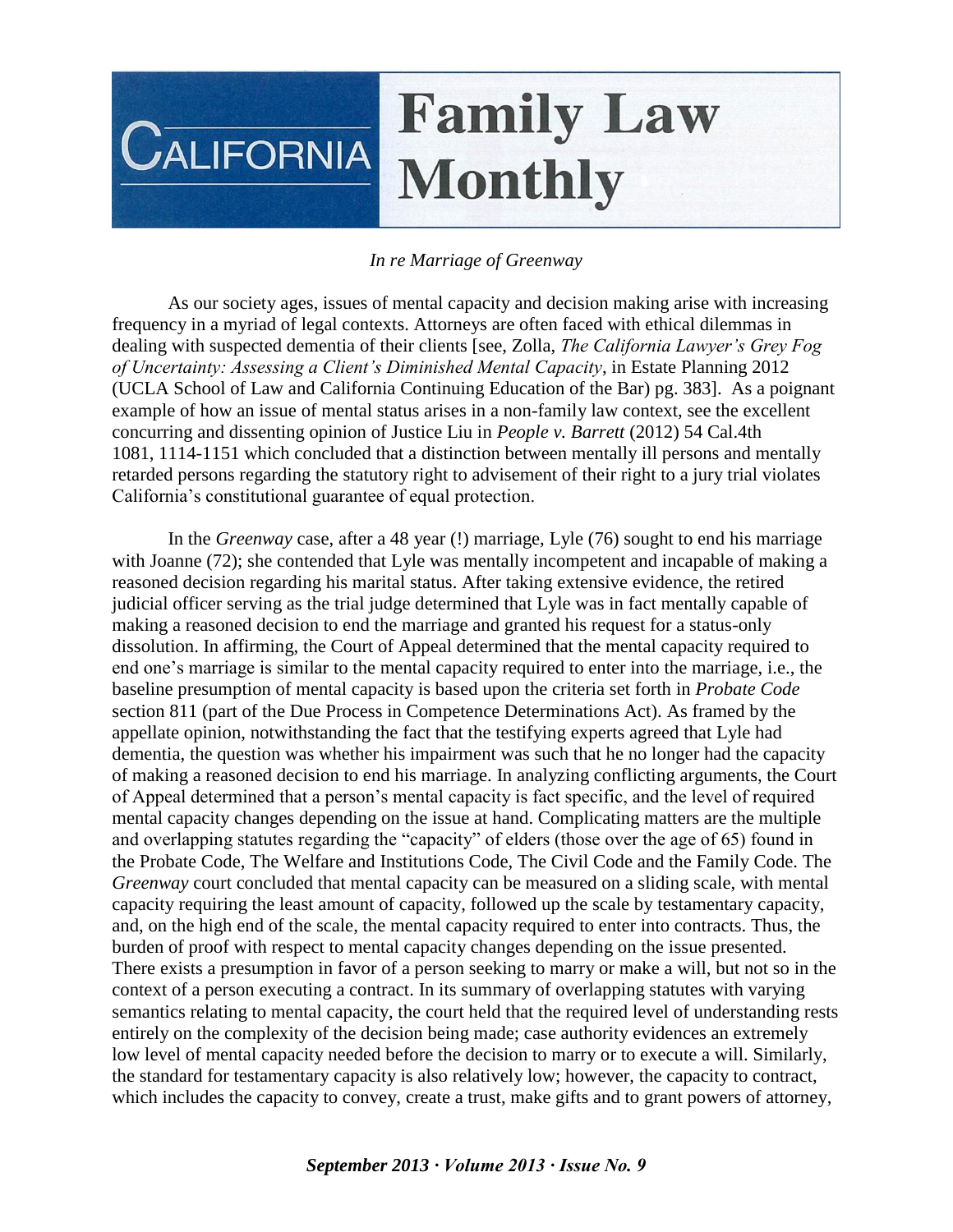# CALIFORNIA Family Law Monthly

*In re Marriage of Greenway*

As our society ages, issues of mental capacity and decision making arise with increasing frequency in a myriad of legal contexts. Attorneys are often faced with ethical dilemmas in dealing with suspected dementia of their clients [see, Zolla, *The California Lawyer's Grey Fog of Uncertainty: Assessing a Client's Diminished Mental Capacity*, in Estate Planning 2012 (UCLA School of Law and California Continuing Education of the Bar) pg. 383]. As a poignant example of how an issue of mental status arises in a non-family law context, see the excellent concurring and dissenting opinion of Justice Liu in *People v. Barrett* (2012) 54 Cal.4th 1081, 1114-1151 which concluded that a distinction between mentally ill persons and mentally retarded persons regarding the statutory right to advisement of their right to a jury trial violates California's constitutional guarantee of equal protection.

In the *Greenway* case, after a 48 year (!) marriage, Lyle (76) sought to end his marriage with Joanne (72); she contended that Lyle was mentally incompetent and incapable of making a reasoned decision regarding his marital status. After taking extensive evidence, the retired judicial officer serving as the trial judge determined that Lyle was in fact mentally capable of making a reasoned decision to end the marriage and granted his request for a status-only dissolution. In affirming, the Court of Appeal determined that the mental capacity required to end one's marriage is similar to the mental capacity required to enter into the marriage, i.e., the baseline presumption of mental capacity is based upon the criteria set forth in *Probate Code* section 811 (part of the Due Process in Competence Determinations Act). As framed by the appellate opinion, notwithstanding the fact that the testifying experts agreed that Lyle had dementia, the question was whether his impairment was such that he no longer had the capacity of making a reasoned decision to end his marriage. In analyzing conflicting arguments, the Court of Appeal determined that a person's mental capacity is fact specific, and the level of required mental capacity changes depending on the issue at hand. Complicating matters are the multiple and overlapping statutes regarding the "capacity" of elders (those over the age of 65) found in the Probate Code, The Welfare and Institutions Code, The Civil Code and the Family Code. The *Greenway* court concluded that mental capacity can be measured on a sliding scale, with mental capacity requiring the least amount of capacity, followed up the scale by testamentary capacity, and, on the high end of the scale, the mental capacity required to enter into contracts. Thus, the burden of proof with respect to mental capacity changes depending on the issue presented. There exists a presumption in favor of a person seeking to marry or make a will, but not so in the context of a person executing a contract. In its summary of overlapping statutes with varying semantics relating to mental capacity, the court held that the required level of understanding rests entirely on the complexity of the decision being made; case authority evidences an extremely low level of mental capacity needed before the decision to marry or to execute a will. Similarly, the standard for testamentary capacity is also relatively low; however, the capacity to contract, which includes the capacity to convey, create a trust, make gifts and to grant powers of attorney,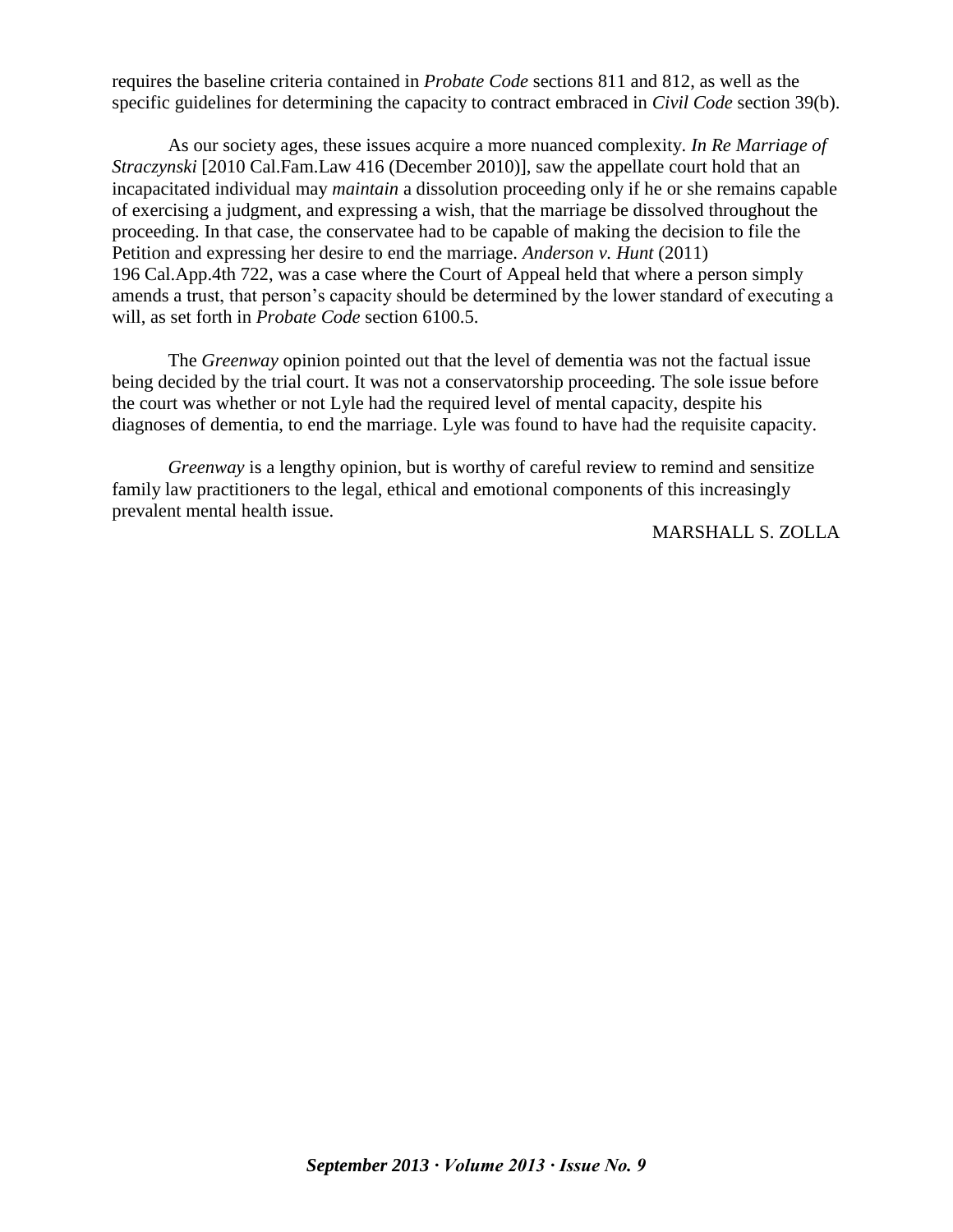requires the baseline criteria contained in *Probate Code* sections 811 and 812, as well as the specific guidelines for determining the capacity to contract embraced in *Civil Code* section 39(b).

As our society ages, these issues acquire a more nuanced complexity. *In Re Marriage of Straczynski* [2010 Cal.Fam.Law 416 (December 2010)], saw the appellate court hold that an incapacitated individual may *maintain* a dissolution proceeding only if he or she remains capable of exercising a judgment, and expressing a wish, that the marriage be dissolved throughout the proceeding. In that case, the conservatee had to be capable of making the decision to file the Petition and expressing her desire to end the marriage. *Anderson v. Hunt* (2011) 196 Cal.App.4th 722, was a case where the Court of Appeal held that where a person simply amends a trust, that person's capacity should be determined by the lower standard of executing a will, as set forth in *Probate Code* section 6100.5.

The *Greenway* opinion pointed out that the level of dementia was not the factual issue being decided by the trial court. It was not a conservatorship proceeding. The sole issue before the court was whether or not Lyle had the required level of mental capacity, despite his diagnoses of dementia, to end the marriage. Lyle was found to have had the requisite capacity.

*Greenway* is a lengthy opinion, but is worthy of careful review to remind and sensitize family law practitioners to the legal, ethical and emotional components of this increasingly prevalent mental health issue.

MARSHALL S. ZOLLA